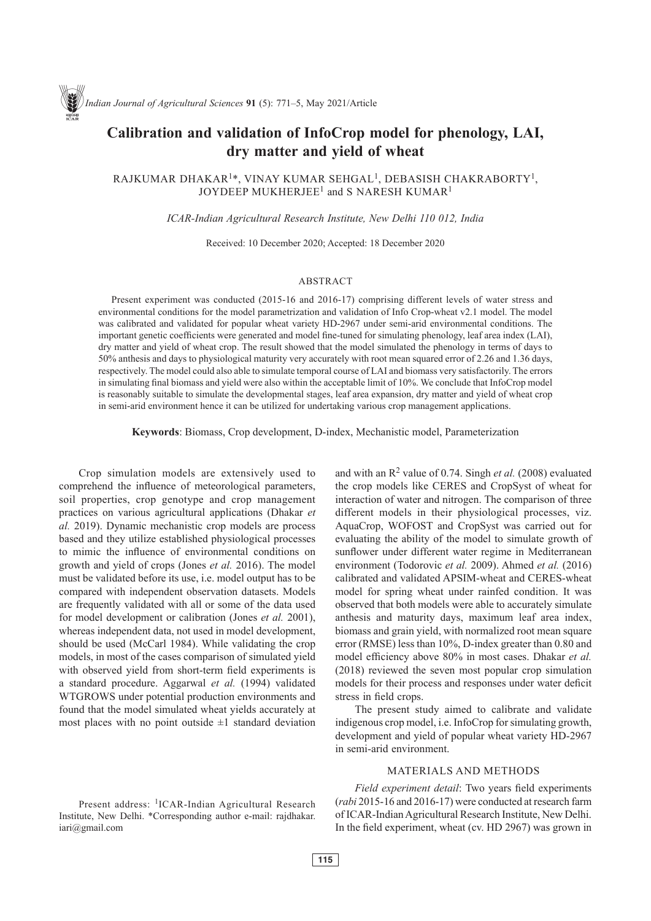# Calibration and validation of InfoCrop model for phenology, LAI, dry matter and yield of wheat

RAJKUMAR DHAKAR[1]*, VINAY KUMAR SEHGAL[1], DEBASISH CHAKRABORTY[1], JOYDEEP MUKHERJEE[1] and S NARESH KUMAR[1]

*ICAR-Indian Agricultural Research Institute, New Delhi 110 012, India*

Received: 10 December 2020; Accepted: 18 December 2020

## ABSTRACT

Present experiment was conducted (2015-16 and 2016-17) comprising different levels of water stress and environmental conditions for the model parametrization and validation of Info Crop-wheat v2.1 model. The model was calibrated and validated for popular wheat variety HD-2967 under semi-arid environmental conditions. The important genetic coefficients were generated and model fine-tuned for simulating phenology, leaf area index (LAI), dry matter and yield of wheat crop. The result showed that the model simulated the phenology in terms of days to 50% anthesis and days to physiological maturity very accurately with root mean squared error of 2.26 and 1.36 days, respectively. The model could also able to simulate temporal course of LAI and biomass very satisfactorily. The errors in simulating final biomass and yield were also within the acceptable limit of 10%. We conclude that InfoCrop model is reasonably suitable to simulate the developmental stages, leaf area expansion, dry matter and yield of wheat crop in semi-arid environment hence it can be utilized for undertaking various crop management applications.

**Keywords**: Biomass, Crop development, D-index, Mechanistic model, Parameterization

Crop simulation models are extensively used to comprehend the influence of meteorological parameters, soil properties, crop genotype and crop management practices on various agricultural applications (Dhakar *et al.* 2019). Dynamic mechanistic crop models are process based and they utilize established physiological processes to mimic the influence of environmental conditions on growth and yield of crops (Jones *et al.* 2016). The model must be validated before its use, i.e. model output has to be compared with independent observation datasets. Models are frequently validated with all or some of the data used for model development or calibration (Jones *et al.* 2001), whereas independent data, not used in model development, should be used (McCarl 1984). While validating the crop models, in most of the cases comparison of simulated yield with observed yield from short-term field experiments is a standard procedure. Aggarwal *et al.* (1994) validated WTGROWS under potential production environments and found that the model simulated wheat yields accurately at most places with no point outside ±1 standard deviation and with an $R^2$ value of 0.74. Singh *et al.* (2008) evaluated the crop models like CERES and CropSyst of wheat for interaction of water and nitrogen. The comparison of three different models in their physiological processes, viz. AquaCrop, WOFOST and CropSyst was carried out for evaluating the ability of the model to simulate growth of sunflower under different water regime in Mediterranean environment (Todorovic *et al.* 2009). Ahmed *et al.* (2016) calibrated and validated APSIM-wheat and CERES-wheat model for spring wheat under rainfed condition. It was observed that both models were able to accurately simulate anthesis and maturity days, maximum leaf area index, biomass and grain yield, with normalized root mean square error (RMSE) less than 10%, D-index greater than 0.80 and model efficiency above 80% in most cases. Dhakar *et al.* (2018) reviewed the seven most popular crop simulation models for their process and responses under water deficit stress in field crops.

The present study aimed to calibrate and validate indigenous crop model, i.e. InfoCrop for simulating growth, development and yield of popular wheat variety HD-2967 in semi-arid environment.

## MATERIALS AND METHODS

*Field experiment detail*: Two years field experiments (*rabi* 2015-16 and 2016-17) were conducted at research farm of ICAR-Indian Agricultural Research Institute, New Delhi. In the field experiment, wheat (cv. HD 2967) was grown in

Present address: [1]ICAR-Indian Agricultural Research Institute, New Delhi. *Corresponding author e-mail: rajdhakar.iari@gmail.com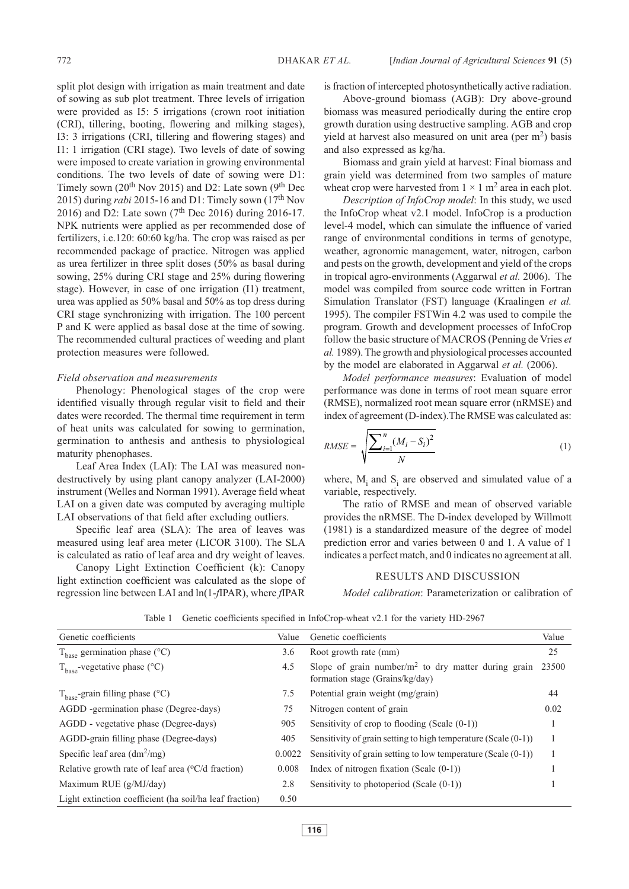split plot design with irrigation as main treatment and date of sowing as sub plot treatment. Three levels of irrigation were provided as I5: 5 irrigations (crown root initiation (CRI), tillering, booting, flowering and milking stages), I3: 3 irrigations (CRI, tillering and flowering stages) and I1: 1 irrigation (CRI stage). Two levels of date of sowing were imposed to create variation in growing environmental conditions. The two levels of date of sowing were D1: Timely sown (20[th] Nov 2015) and D2: Late sown (9[th] Dec 2015) during *rabi* 2015-16 and D1: Timely sown (17[th] Nov 2016) and D2: Late sown (7[th] Dec 2016) during 2016-17. NPK nutrients were applied as per recommended dose of fertilizers, i.e.120: 60:60 kg/ha. The crop was raised as per recommended package of practice. Nitrogen was applied as urea fertilizer in three split doses (50% as basal during sowing, 25% during CRI stage and 25% during flowering stage). However, in case of one irrigation (I1) treatment, urea was applied as 50% basal and 50% as top dress during CRI stage synchronizing with irrigation. The 100 percent P and K were applied as basal dose at the time of sowing. The recommended cultural practices of weeding and plant protection measures were followed.

### *Field observation and measurements*

Phenology: Phenological stages of the crop were identified visually through regular visit to field and their dates were recorded. The thermal time requirement in term of heat units was calculated for sowing to germination, germination to anthesis and anthesis to physiological maturity phenophases.

Leaf Area Index (LAI): The LAI was measured non-destructively by using plant canopy analyzer (LAI-2000) instrument (Welles and Norman 1991). Average field wheat LAI on a given date was computed by averaging multiple LAI observations of that field after excluding outliers.

Specific leaf area (SLA): The area of leaves was measured using leaf area meter (LICOR 3100). The SLA is calculated as ratio of leaf area and dry weight of leaves.

Canopy Light Extinction Coefficient (k): Canopy light extinction coefficient was calculated as the slope of regression line between LAI and ln(1-*f*IPAR), where *f*IPAR is fraction of intercepted photosynthetically active radiation.

Above-ground biomass (AGB): Dry above-ground biomass was measured periodically during the entire crop growth duration using destructive sampling. AGB and crop yield at harvest also measured on unit area (per $m^2$) basis and also expressed as kg/ha.

Biomass and grain yield at harvest: Final biomass and grain yield was determined from two samples of mature wheat crop were harvested from $1 \times 1$ $m^2$ area in each plot.

*Description of InfoCrop model*: In this study, we used the InfoCrop wheat v2.1 model. InfoCrop is a production level-4 model, which can simulate the influence of varied range of environmental conditions in terms of genotype, weather, agronomic management, water, nitrogen, carbon and pests on the growth, development and yield of the crops in tropical agro-environments (Aggarwal *et al.* 2006). The model was compiled from source code written in Fortran Simulation Translator (FST) language (Kraalingen *et al.* 1995). The compiler FSTWin 4.2 was used to compile the program. Growth and development processes of InfoCrop follow the basic structure of MACROS (Penning de Vries *et al.* 1989). The growth and physiological processes accounted by the model are elaborated in Aggarwal *et al.* (2006).

*Model performance measures*: Evaluation of model performance was done in terms of root mean square error (RMSE), normalized root mean square error (nRMSE) and index of agreement (D-index). The RMSE was calculated as:

$$RMSE = \sqrt{\frac{\sum_{i=1}^{n}(M_i - S_i)^2}{N}} \quad (1)$$

where, $M_i$ and $S_i$ are observed and simulated value of a variable, respectively.

The ratio of RMSE and mean of observed variable provides the nRMSE. The D-index developed by Willmott (1981) is a standardized measure of the degree of model prediction error and varies between 0 and 1. A value of 1 indicates a perfect match, and 0 indicates no agreement at all.

## RESULTS AND DISCUSSION

*Model calibration*: Parameterization or calibration of

Table 1 Genetic coefficients specified in InfoCrop-wheat v2.1 for the variety HD-2967

| Genetic coefficients | Value | Genetic coefficients | Value |
|---|---|---|---|
| $T_{base}$ germination phase (°C) | 3.6 | Root growth rate (mm) | 25 |
| $T_{base}$-vegetative phase (°C) | 4.5 | Slope of grain number/$m^2$ to dry matter during grain formation stage (Grains/kg/day) | 23500 |
| $T_{base}$-grain filling phase (°C) | 7.5 | Potential grain weight (mg/grain) | 44 |
| AGDD -germination phase (Degree-days) | 75 | Nitrogen content of grain | 0.02 |
| AGDD - vegetative phase (Degree-days) | 905 | Sensitivity of crop to flooding (Scale (0-1)) | 1 |
| AGDD-grain filling phase (Degree-days) | 405 | Sensitivity of grain setting to high temperature (Scale (0-1)) | 1 |
| Specific leaf area ($dm^2$/mg) | 0.0022 | Sensitivity of grain setting to low temperature (Scale (0-1)) | 1 |
| Relative growth rate of leaf area (°C/d fraction) | 0.008 | Index of nitrogen fixation (Scale (0-1)) | 1 |
| Maximum RUE (g/MJ/day) | 2.8 | Sensitivity to photoperiod (Scale (0-1)) | 1 |
| Light extinction coefficient (ha soil/ha leaf fraction) | 0.50 | | |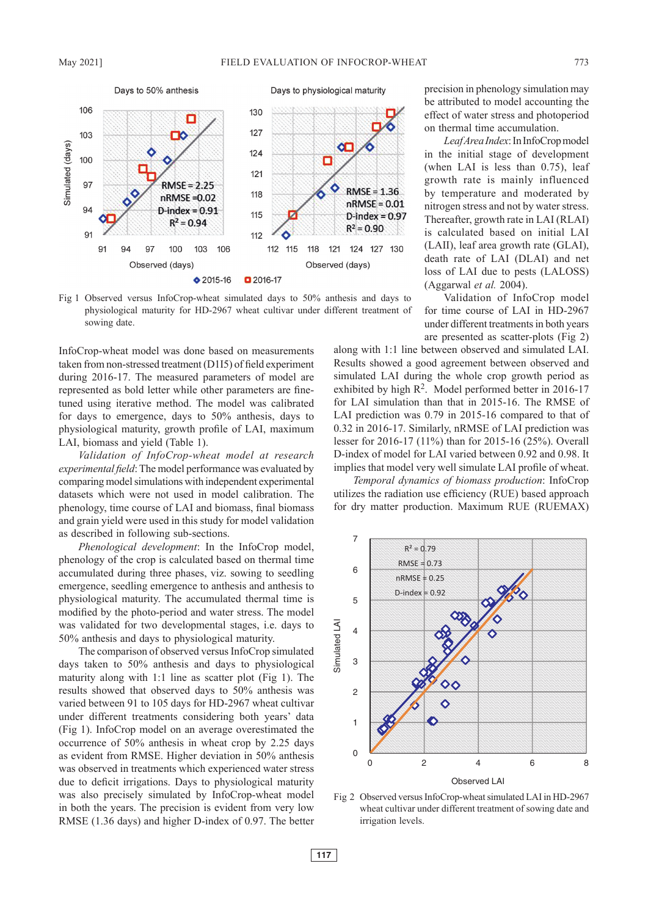Fig 1 Observed versus InfoCrop-wheat simulated days to 50% anthesis and days to physiological maturity for HD-2967 wheat cultivar under different treatment of sowing date.

InfoCrop-wheat model was done based on measurements taken from non-stressed treatment (D1I5) of field experiment during 2016-17. The measured parameters of model are represented as bold letter while other parameters are fine-tuned using iterative method. The model was calibrated for days to emergence, days to 50% anthesis, days to physiological maturity, growth profile of LAI, maximum LAI, biomass and yield (Table 1).

*Validation of InfoCrop-wheat model at research experimental field*: The model performance was evaluated by comparing model simulations with independent experimental datasets which were not used in model calibration. The phenology, time course of LAI and biomass, final biomass and grain yield were used in this study for model validation as described in following sub-sections.

*Phenological development*: In the InfoCrop model, phenology of the crop is calculated based on thermal time accumulated during three phases, viz. sowing to seedling emergence, seedling emergence to anthesis and anthesis to physiological maturity. The accumulated thermal time is modified by the photo-period and water stress. The model was validated for two developmental stages, i.e. days to 50% anthesis and days to physiological maturity.

The comparison of observed versus InfoCrop simulated days taken to 50% anthesis and days to physiological maturity along with 1:1 line as scatter plot (Fig 1). The results showed that observed days to 50% anthesis was varied between 91 to 105 days for HD-2967 wheat cultivar under different treatments considering both years' data (Fig 1). InfoCrop model on an average overestimated the occurrence of 50% anthesis in wheat crop by 2.25 days as evident from RMSE. Higher deviation in 50% anthesis was observed in treatments which experienced water stress due to deficit irrigations. Days to physiological maturity was also precisely simulated by InfoCrop-wheat model in both the years. The precision is evident from very low RMSE (1.36 days) and higher D-index of 0.97. The better precision in phenology simulation may be attributed to model accounting the effect of water stress and photoperiod on thermal time accumulation.

*Leaf Area Index*: In InfoCrop model in the initial stage of development (when LAI is less than 0.75), leaf growth rate is mainly influenced by temperature and moderated by nitrogen stress and not by water stress. Thereafter, growth rate in LAI (RLAI) is calculated based on initial LAI (LAII), leaf area growth rate (GLAI), death rate of LAI (DLAI) and net loss of LAI due to pests (LALOSS) (Aggarwal *et al.* 2004).

Validation of InfoCrop model for time course of LAI in HD-2967 under different treatments in both years are presented as scatter-plots (Fig 2) along with 1:1 line between observed and simulated LAI. Results showed a good agreement between observed and simulated LAI during the whole crop growth period as exhibited by high $R^2$. Model performed better in 2016-17 for LAI simulation than that in 2015-16. The RMSE of LAI prediction was 0.79 in 2015-16 compared to that of 0.32 in 2016-17. Similarly, nRMSE of LAI prediction was lesser for 2016-17 (11%) than for 2015-16 (25%). Overall D-index of model for LAI varied between 0.92 and 0.98. It implies that model very well simulate LAI profile of wheat.

*Temporal dynamics of biomass production*: InfoCrop utilizes the radiation use efficiency (RUE) based approach for dry matter production. Maximum RUE (RUEMAX)

Fig 2 Observed versus InfoCrop-wheat simulated LAI in HD-2967 wheat cultivar under different treatment of sowing date and irrigation levels.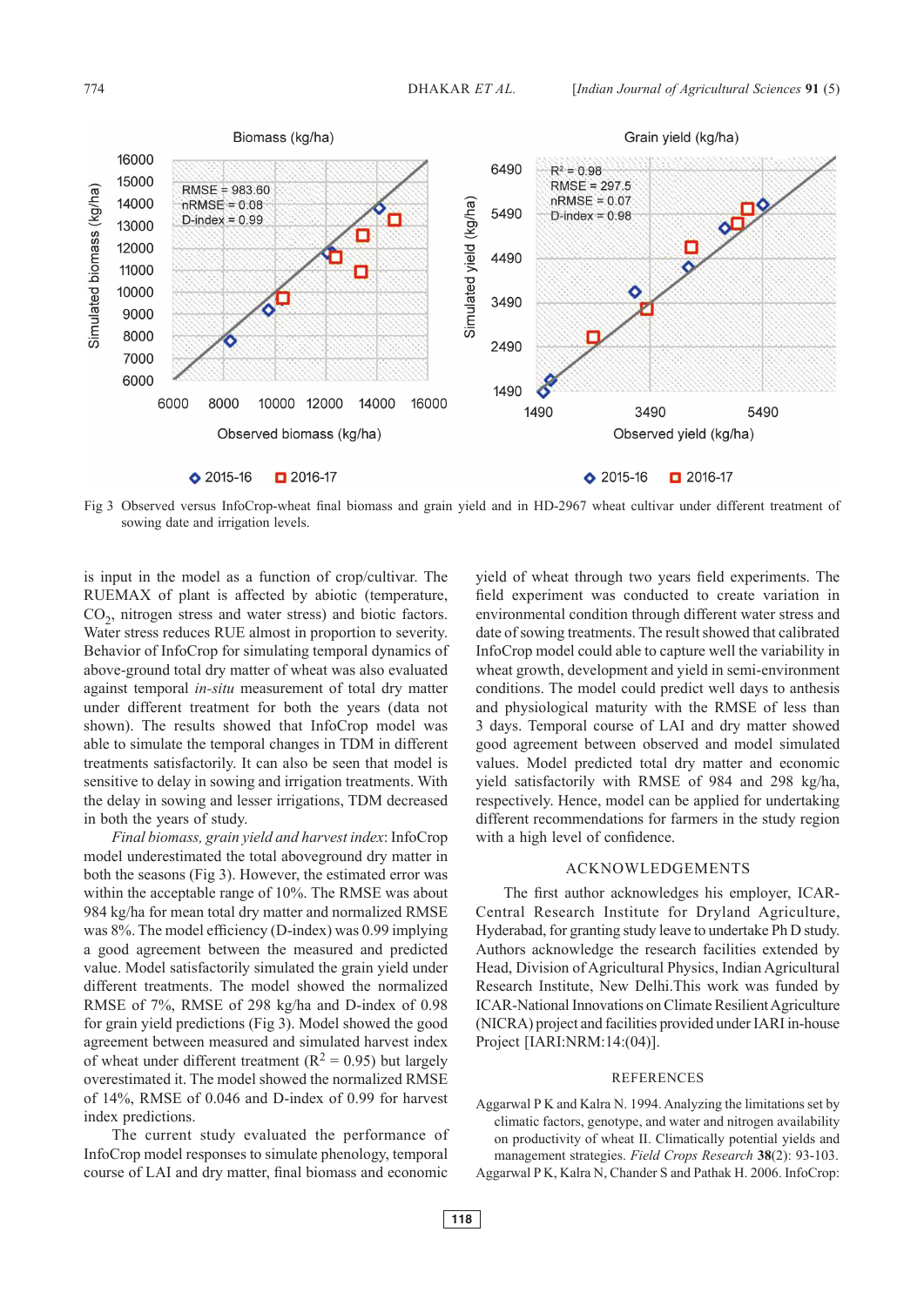Fig 3 Observed versus InfoCrop-wheat final biomass and grain yield and in HD-2967 wheat cultivar under different treatment of sowing date and irrigation levels.

is input in the model as a function of crop/cultivar. The RUEMAX of plant is affected by abiotic (temperature, $CO_2$, nitrogen stress and water stress) and biotic factors. Water stress reduces RUE almost in proportion to severity. Behavior of InfoCrop for simulating temporal dynamics of above-ground total dry matter of wheat was also evaluated against temporal *in-situ* measurement of total dry matter under different treatment for both the years (data not shown). The results showed that InfoCrop model was able to simulate the temporal changes in TDM in different treatments satisfactorily. It can also be seen that model is sensitive to delay in sowing and irrigation treatments. With the delay in sowing and lesser irrigations, TDM decreased in both the years of study.

*Final biomass, grain yield and harvest index*: InfoCrop model underestimated the total aboveground dry matter in both the seasons (Fig 3). However, the estimated error was within the acceptable range of 10%. The RMSE was about 984 kg/ha for mean total dry matter and normalized RMSE was 8%. The model efficiency (D-index) was 0.99 implying a good agreement between the measured and predicted value. Model satisfactorily simulated the grain yield under different treatments. The model showed the normalized RMSE of 7%, RMSE of 298 kg/ha and D-index of 0.98 for grain yield predictions (Fig 3). Model showed the good agreement between measured and simulated harvest index of wheat under different treatment ($R^2$ = 0.95) but largely overestimated it. The model showed the normalized RMSE of 14%, RMSE of 0.046 and D-index of 0.99 for harvest index predictions.

The current study evaluated the performance of InfoCrop model responses to simulate phenology, temporal course of LAI and dry matter, final biomass and economic yield of wheat through two years field experiments. The field experiment was conducted to create variation in environmental condition through different water stress and date of sowing treatments. The result showed that calibrated InfoCrop model could able to capture well the variability in wheat growth, development and yield in semi-environment conditions. The model could predict well days to anthesis and physiological maturity with the RMSE of less than 3 days. Temporal course of LAI and dry matter showed good agreement between observed and model simulated values. Model predicted total dry matter and economic yield satisfactorily with RMSE of 984 and 298 kg/ha, respectively. Hence, model can be applied for undertaking different recommendations for farmers in the study region with a high level of confidence.

## ACKNOWLEDGEMENTS

The first author acknowledges his employer, ICAR-Central Research Institute for Dryland Agriculture, Hyderabad, for granting study leave to undertake Ph D study. Authors acknowledge the research facilities extended by Head, Division of Agricultural Physics, Indian Agricultural Research Institute, New Delhi.This work was funded by ICAR-National Innovations on Climate Resilient Agriculture (NICRA) project and facilities provided under IARI in-house Project [IARI:NRM:14:(04)].

## REFERENCES

Aggarwal P K and Kalra N. 1994. Analyzing the limitations set by climatic factors, genotype, and water and nitrogen availability on productivity of wheat II. Climatically potential yields and management strategies. *Field Crops Research* **38**(2): 93-103.

Aggarwal P K, Kalra N, Chander S and Pathak H. 2006. InfoCrop: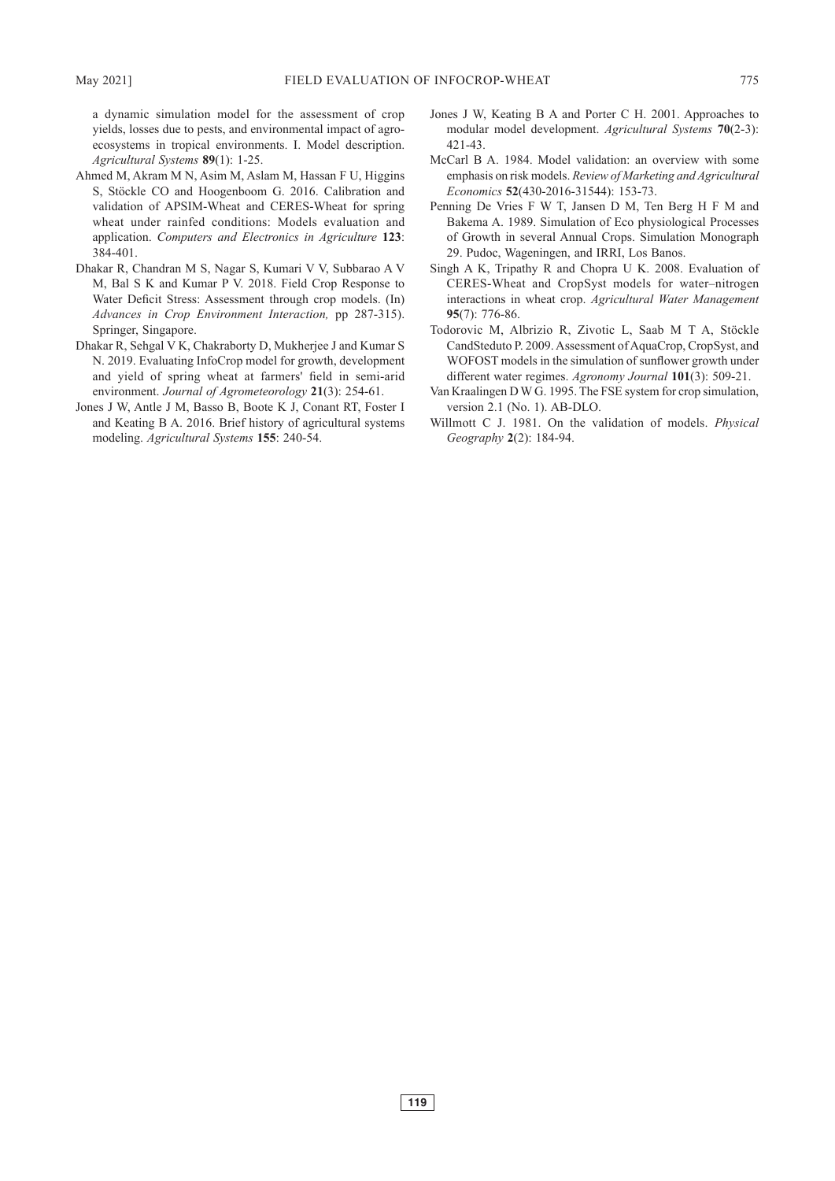a dynamic simulation model for the assessment of crop yields, losses due to pests, and environmental impact of agro-ecosystems in tropical environments. I. Model description. *Agricultural Systems* **89**(1): 1-25.

Ahmed M, Akram M N, Asim M, Aslam M, Hassan F U, Higgins S, Stöckle CO and Hoogenboom G. 2016. Calibration and validation of APSIM-Wheat and CERES-Wheat for spring wheat under rainfed conditions: Models evaluation and application. *Computers and Electronics in Agriculture* **123**: 384-401.

Dhakar R, Chandran M S, Nagar S, Kumari V V, Subbarao A V M, Bal S K and Kumar P V. 2018. Field Crop Response to Water Deficit Stress: Assessment through crop models. (In) *Advances in Crop Environment Interaction,* pp 287-315). Springer, Singapore.

Dhakar R, Sehgal V K, Chakraborty D, Mukherjee J and Kumar S N. 2019. Evaluating InfoCrop model for growth, development and yield of spring wheat at farmers' field in semi-arid environment. *Journal of Agrometeorology* **21**(3): 254-61.

Jones J W, Antle J M, Basso B, Boote K J, Conant RT, Foster I and Keating B A. 2016. Brief history of agricultural systems modeling. *Agricultural Systems* **155**: 240-54.

Jones J W, Keating B A and Porter C H. 2001. Approaches to modular model development. *Agricultural Systems* **70**(2-3): 421-43.

McCarl B A. 1984. Model validation: an overview with some emphasis on risk models. *Review of Marketing and Agricultural Economics* **52**(430-2016-31544): 153-73.

Penning De Vries F W T, Jansen D M, Ten Berg H F M and Bakema A. 1989. Simulation of Eco physiological Processes of Growth in several Annual Crops. Simulation Monograph 29. Pudoc, Wageningen, and IRRI, Los Banos.

Singh A K, Tripathy R and Chopra U K. 2008. Evaluation of CERES-Wheat and CropSyst models for water–nitrogen interactions in wheat crop. *Agricultural Water Management* **95**(7): 776-86.

Todorovic M, Albrizio R, Zivotic L, Saab M T A, Stöckle CandSteduto P. 2009. Assessment of AquaCrop, CropSyst, and WOFOST models in the simulation of sunflower growth under different water regimes. *Agronomy Journal* **101**(3): 509-21.

Van Kraalingen D W G. 1995. The FSE system for crop simulation, version 2.1 (No. 1). AB-DLO.

Willmott C J. 1981. On the validation of models. *Physical Geography* **2**(2): 184-94.